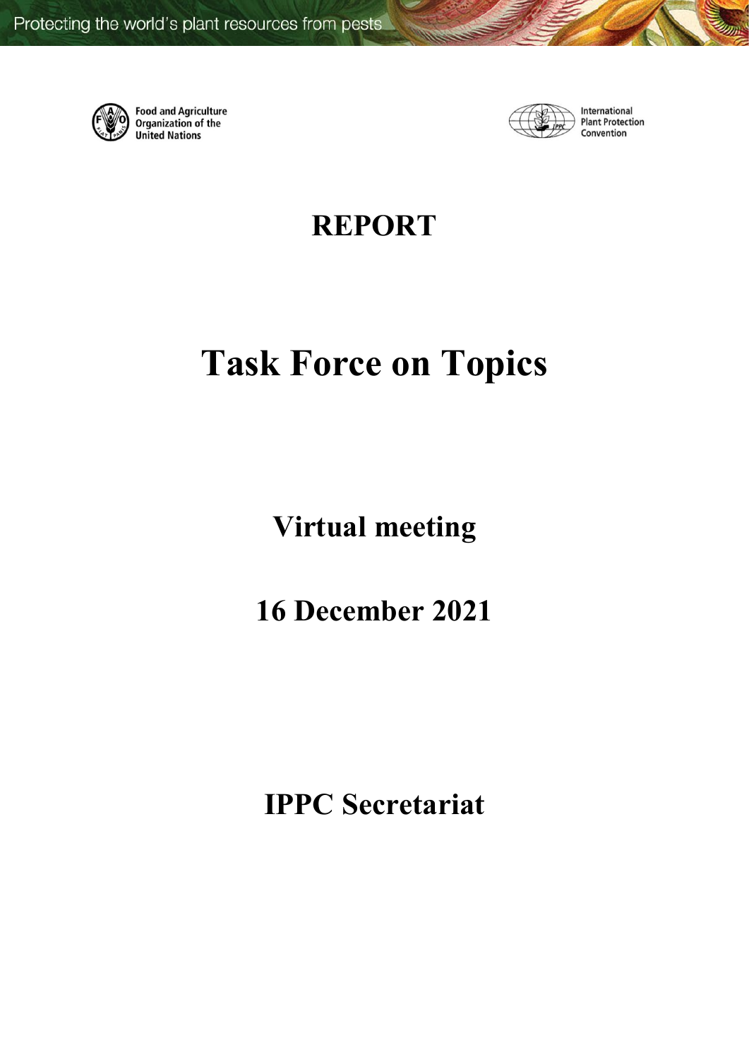Protecting the world's plant resources from pests

Food and Agriculture Organization of the United Nations

International Plant Protection Convention

# REPORT

# Task Force on Topics

## Virtual meeting

## 16 December 2021

## IPPC Secretariat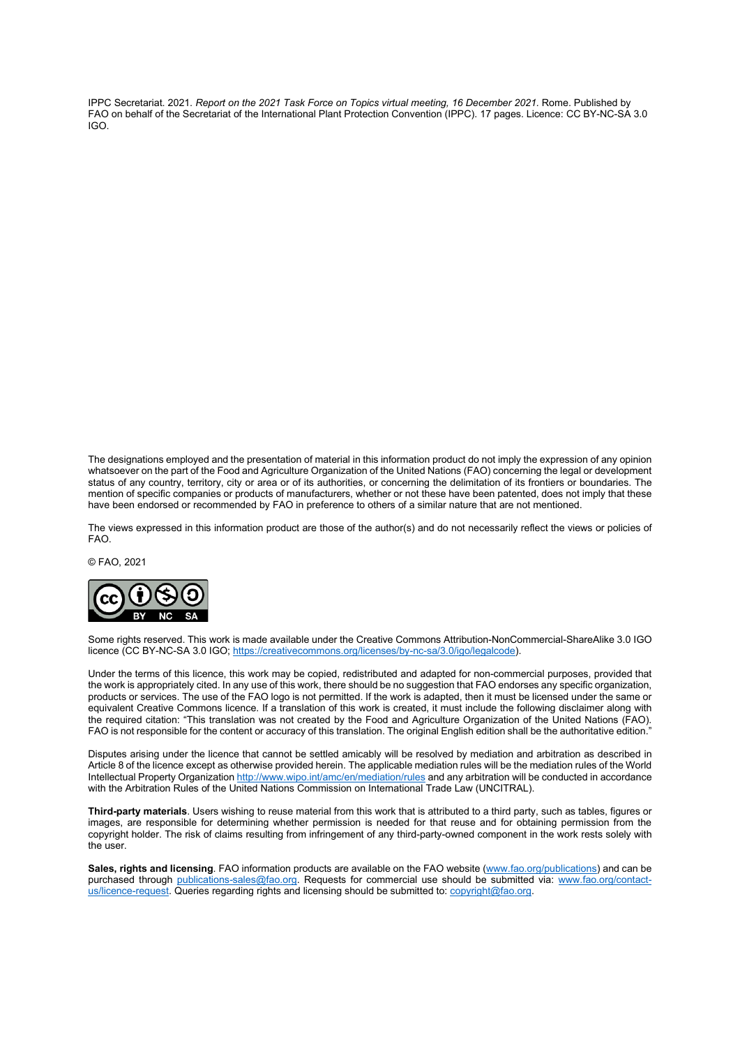IPPC Secretariat. 2021. *Report on the 2021 Task Force on Topics virtual meeting, 16 December 2021.* Rome. Published by FAO on behalf of the Secretariat of the International Plant Protection Convention (IPPC). 17 pages. Licence: CC BY-NC-SA 3.0 IGO.

The designations employed and the presentation of material in this information product do not imply the expression of any opinion whatsoever on the part of the Food and Agriculture Organization of the United Nations (FAO) concerning the legal or development status of any country, territory, city or area or of its authorities, or concerning the delimitation of its frontiers or boundaries. The mention of specific companies or products of manufacturers, whether or not these have been patented, does not imply that these have been endorsed or recommended by FAO in preference to others of a similar nature that are not mentioned.

The views expressed in this information product are those of the author(s) and do not necessarily reflect the views or policies of FAO.

© FAO, 2021

Some rights reserved. This work is made available under the Creative Commons Attribution-NonCommercial-ShareAlike 3.0 IGO licence (CC BY-NC-SA 3.0 IGO; https://creativecommons.org/licenses/by-nc-sa/3.0/igo/legalcode).

Under the terms of this licence, this work may be copied, redistributed and adapted for non-commercial purposes, provided that the work is appropriately cited. In any use of this work, there should be no suggestion that FAO endorses any specific organization, products or services. The use of the FAO logo is not permitted. If the work is adapted, then it must be licensed under the same or equivalent Creative Commons licence. If a translation of this work is created, it must include the following disclaimer along with the required citation: "This translation was not created by the Food and Agriculture Organization of the United Nations (FAO). FAO is not responsible for the content or accuracy of this translation. The original English edition shall be the authoritative edition."

Disputes arising under the licence that cannot be settled amicably will be resolved by mediation and arbitration as described in Article 8 of the licence except as otherwise provided herein. The applicable mediation rules will be the mediation rules of the World Intellectual Property Organization http://www.wipo.int/amc/en/mediation/rules and any arbitration will be conducted in accordance with the Arbitration Rules of the United Nations Commission on International Trade Law (UNCITRAL).

**Third-party materials**. Users wishing to reuse material from this work that is attributed to a third party, such as tables, figures or images, are responsible for determining whether permission is needed for that reuse and for obtaining permission from the copyright holder. The risk of claims resulting from infringement of any third-party-owned component in the work rests solely with the user.

**Sales, rights and licensing**. FAO information products are available on the FAO website (www.fao.org/publications) and can be purchased through publications-sales@fao.org. Requests for commercial use should be submitted via: www.fao.org/contact-us/licence-request. Queries regarding rights and licensing should be submitted to: copyright@fao.org.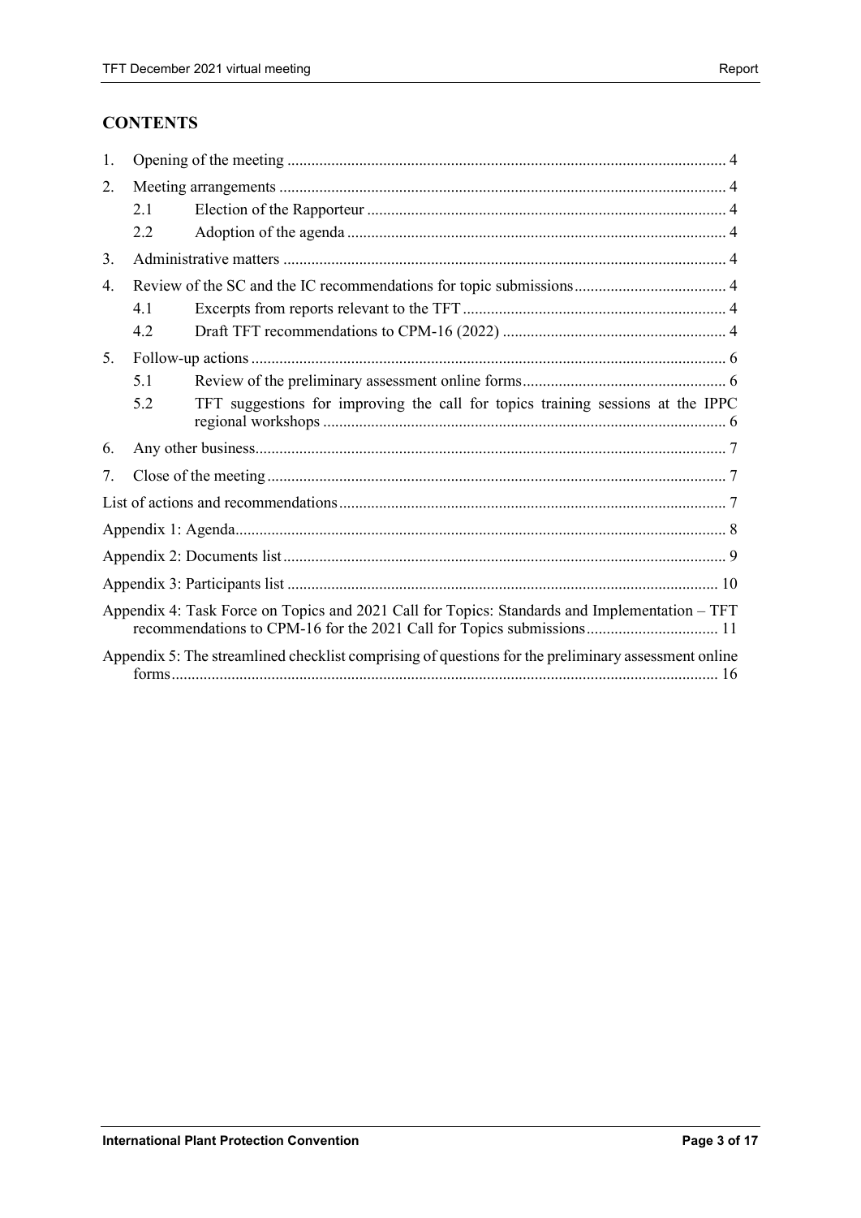## CONTENTS

1. Opening of the meeting ............................................................................................................. 4
2. Meeting arrangements ................................................................................................................ 4
   - 2.1 Election of the Rapporteur ......................................................................................... 4
   - 2.2 Adoption of the agenda .............................................................................................. 4
3. Administrative matters .............................................................................................................. 4
4. Review of the SC and the IC recommendations for topic submissions...................................... 4
   - 4.1 Excerpts from reports relevant to the TFT .................................................................. 4
   - 4.2 Draft TFT recommendations to CPM-16 (2022) ........................................................ 4
5. Follow-up actions ...................................................................................................................... 6
   - 5.1 Review of the preliminary assessment online forms................................................... 6
   - 5.2 TFT suggestions for improving the call for topics training sessions at the IPPC regional workshops .................................................................................................... 6
6. Any other business...................................................................................................................... 7
7. Close of the meeting .................................................................................................................. 7

List of actions and recommendations................................................................................................ 7

Appendix 1: Agenda.......................................................................................................................... 8

Appendix 2: Documents list .............................................................................................................. 9

Appendix 3: Participants list ........................................................................................................... 10

Appendix 4: Task Force on Topics and 2021 Call for Topics: Standards and Implementation – TFT recommendations to CPM-16 for the 2021 Call for Topics submissions................................. 11

Appendix 5: The streamlined checklist comprising of questions for the preliminary assessment online forms........................................................................................................................ 16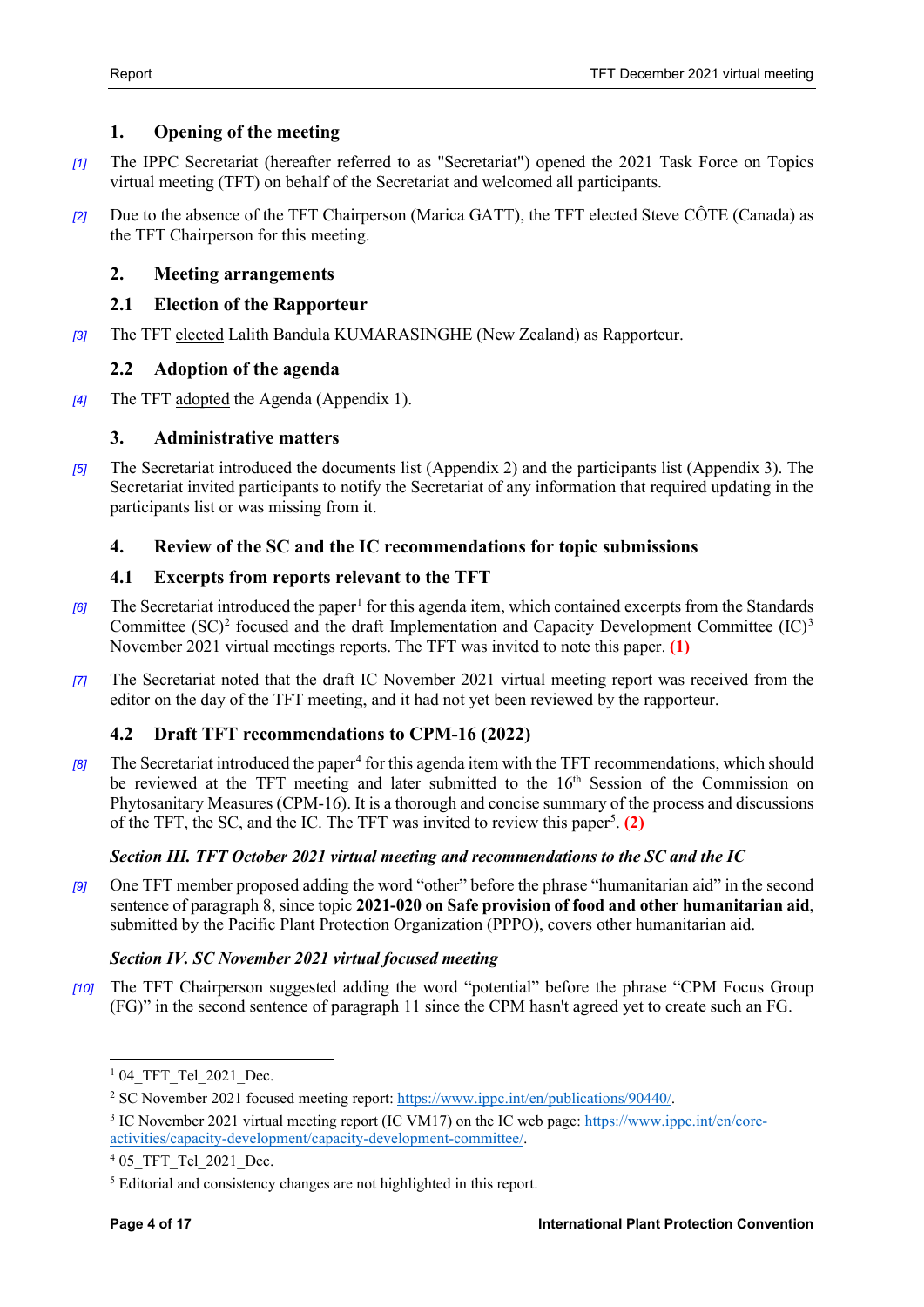## 1. Opening of the meeting

[1] The IPPC Secretariat (hereafter referred to as "Secretariat") opened the 2021 Task Force on Topics virtual meeting (TFT) on behalf of the Secretariat and welcomed all participants.

[2] Due to the absence of the TFT Chairperson (Marica GATT), the TFT elected Steve CÔTE (Canada) as the TFT Chairperson for this meeting.

## 2. Meeting arrangements

### 2.1 Election of the Rapporteur

[3] The TFT elected Lalith Bandula KUMARASINGHE (New Zealand) as Rapporteur.

### 2.2 Adoption of the agenda

[4] The TFT adopted the Agenda (Appendix 1).

## 3. Administrative matters

[5] The Secretariat introduced the documents list (Appendix 2) and the participants list (Appendix 3). The Secretariat invited participants to notify the Secretariat of any information that required updating in the participants list or was missing from it.

## 4. Review of the SC and the IC recommendations for topic submissions

### 4.1 Excerpts from reports relevant to the TFT

[6] The Secretariat introduced the paper[1] for this agenda item, which contained excerpts from the Standards Committee (SC)[2] focused and the draft Implementation and Capacity Development Committee (IC)[3] November 2021 virtual meetings reports. The TFT was invited to note this paper. **(1)**

[7] The Secretariat noted that the draft IC November 2021 virtual meeting report was received from the editor on the day of the TFT meeting, and it had not yet been reviewed by the rapporteur.

### 4.2 Draft TFT recommendations to CPM-16 (2022)

[8] The Secretariat introduced the paper[4] for this agenda item with the TFT recommendations, which should be reviewed at the TFT meeting and later submitted to the 16th Session of the Commission on Phytosanitary Measures (CPM-16). It is a thorough and concise summary of the process and discussions of the TFT, the SC, and the IC. The TFT was invited to review this paper[5]. **(2)**

***Section III. TFT October 2021 virtual meeting and recommendations to the SC and the IC***

[9] One TFT member proposed adding the word "other" before the phrase "humanitarian aid" in the second sentence of paragraph 8, since topic **2021-020 on Safe provision of food and other humanitarian aid**, submitted by the Pacific Plant Protection Organization (PPPO), covers other humanitarian aid.

***Section IV. SC November 2021 virtual focused meeting***

[10] The TFT Chairperson suggested adding the word "potential" before the phrase "CPM Focus Group (FG)" in the second sentence of paragraph 11 since the CPM hasn't agreed yet to create such an FG.

---

[1] 04_TFT_Tel_2021_Dec.

[2] SC November 2021 focused meeting report: https://www.ippc.int/en/publications/90440/.

[3] IC November 2021 virtual meeting report (IC VM17) on the IC web page: https://www.ippc.int/en/core-activities/capacity-development/capacity-development-committee/.

[4] 05_TFT_Tel_2021_Dec.

[5] Editorial and consistency changes are not highlighted in this report.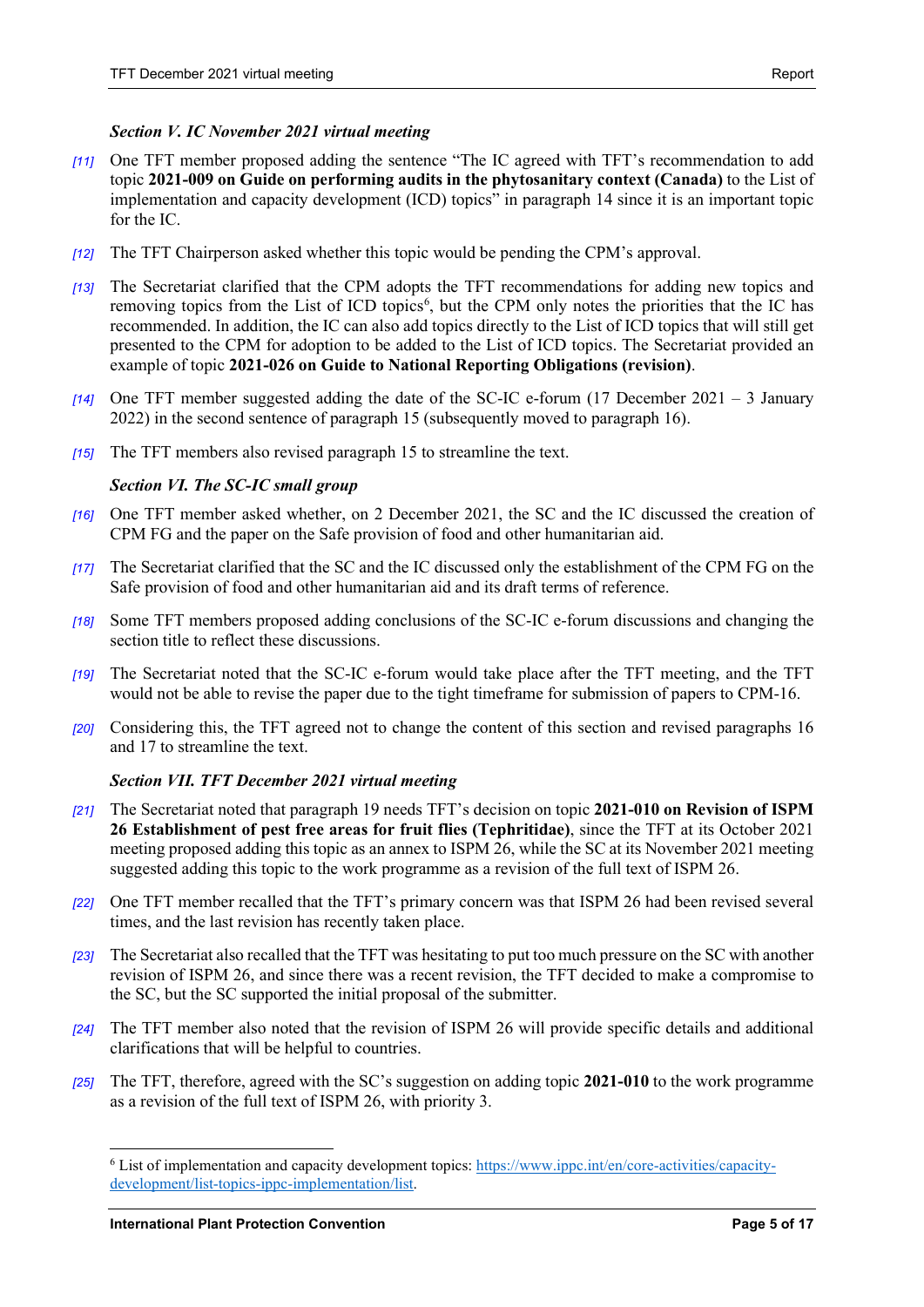### *Section V. IC November 2021 virtual meeting*

*[11]* One TFT member proposed adding the sentence "The IC agreed with TFT's recommendation to add topic **2021-009 on Guide on performing audits in the phytosanitary context (Canada)** to the List of implementation and capacity development (ICD) topics" in paragraph 14 since it is an important topic for the IC.

*[12]* The TFT Chairperson asked whether this topic would be pending the CPM's approval.

*[13]* The Secretariat clarified that the CPM adopts the TFT recommendations for adding new topics and removing topics from the List of ICD topics[6], but the CPM only notes the priorities that the IC has recommended. In addition, the IC can also add topics directly to the List of ICD topics that will still get presented to the CPM for adoption to be added to the List of ICD topics. The Secretariat provided an example of topic **2021-026 on Guide to National Reporting Obligations (revision)**.

*[14]* One TFT member suggested adding the date of the SC-IC e-forum (17 December 2021 – 3 January 2022) in the second sentence of paragraph 15 (subsequently moved to paragraph 16).

*[15]* The TFT members also revised paragraph 15 to streamline the text.

### *Section VI. The SC-IC small group*

*[16]* One TFT member asked whether, on 2 December 2021, the SC and the IC discussed the creation of CPM FG and the paper on the Safe provision of food and other humanitarian aid.

*[17]* The Secretariat clarified that the SC and the IC discussed only the establishment of the CPM FG on the Safe provision of food and other humanitarian aid and its draft terms of reference.

*[18]* Some TFT members proposed adding conclusions of the SC-IC e-forum discussions and changing the section title to reflect these discussions.

*[19]* The Secretariat noted that the SC-IC e-forum would take place after the TFT meeting, and the TFT would not be able to revise the paper due to the tight timeframe for submission of papers to CPM-16.

*[20]* Considering this, the TFT agreed not to change the content of this section and revised paragraphs 16 and 17 to streamline the text.

### *Section VII. TFT December 2021 virtual meeting*

*[21]* The Secretariat noted that paragraph 19 needs TFT's decision on topic **2021-010 on Revision of ISPM 26 Establishment of pest free areas for fruit flies (Tephritidae)**, since the TFT at its October 2021 meeting proposed adding this topic as an annex to ISPM 26, while the SC at its November 2021 meeting suggested adding this topic to the work programme as a revision of the full text of ISPM 26.

*[22]* One TFT member recalled that the TFT's primary concern was that ISPM 26 had been revised several times, and the last revision has recently taken place.

*[23]* The Secretariat also recalled that the TFT was hesitating to put too much pressure on the SC with another revision of ISPM 26, and since there was a recent revision, the TFT decided to make a compromise to the SC, but the SC supported the initial proposal of the submitter.

*[24]* The TFT member also noted that the revision of ISPM 26 will provide specific details and additional clarifications that will be helpful to countries.

*[25]* The TFT, therefore, agreed with the SC's suggestion on adding topic **2021-010** to the work programme as a revision of the full text of ISPM 26, with priority 3.

---

[6] List of implementation and capacity development topics: https://www.ippc.int/en/core-activities/capacity-development/list-topics-ippc-implementation/list.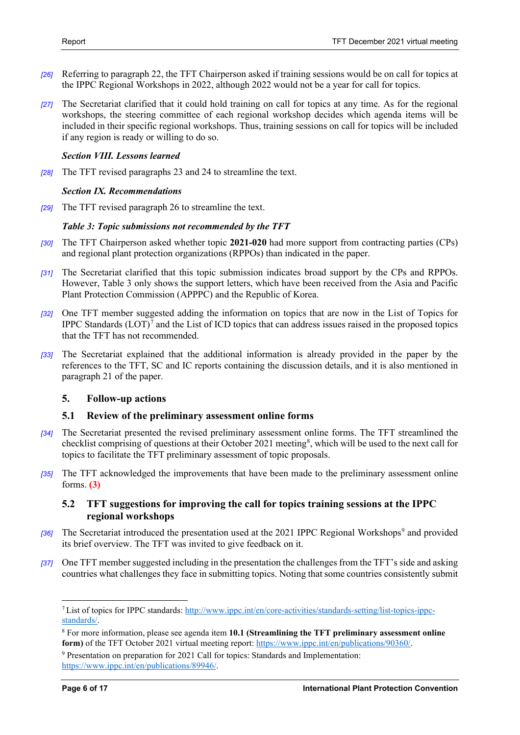[26] Referring to paragraph 22, the TFT Chairperson asked if training sessions would be on call for topics at the IPPC Regional Workshops in 2022, although 2022 would not be a year for call for topics.

[27] The Secretariat clarified that it could hold training on call for topics at any time. As for the regional workshops, the steering committee of each regional workshop decides which agenda items will be included in their specific regional workshops. Thus, training sessions on call for topics will be included if any region is ready or willing to do so.

***Section VIII. Lessons learned***

[28] The TFT revised paragraphs 23 and 24 to streamline the text.

***Section IX. Recommendations***

[29] The TFT revised paragraph 26 to streamline the text.

***Table 3: Topic submissions not recommended by the TFT***

[30] The TFT Chairperson asked whether topic **2021-020** had more support from contracting parties (CPs) and regional plant protection organizations (RPPOs) than indicated in the paper.

[31] The Secretariat clarified that this topic submission indicates broad support by the CPs and RPPOs. However, Table 3 only shows the support letters, which have been received from the Asia and Pacific Plant Protection Commission (APPPC) and the Republic of Korea.

[32] One TFT member suggested adding the information on topics that are now in the List of Topics for IPPC Standards (LOT)[7] and the List of ICD topics that can address issues raised in the proposed topics that the TFT has not recommended.

[33] The Secretariat explained that the additional information is already provided in the paper by the references to the TFT, SC and IC reports containing the discussion details, and it is also mentioned in paragraph 21 of the paper.

## 5. Follow-up actions

### 5.1 Review of the preliminary assessment online forms

[34] The Secretariat presented the revised preliminary assessment online forms. The TFT streamlined the checklist comprising of questions at their October 2021 meeting[8], which will be used to the next call for topics to facilitate the TFT preliminary assessment of topic proposals.

[35] The TFT acknowledged the improvements that have been made to the preliminary assessment online forms. **(3)**

### 5.2 TFT suggestions for improving the call for topics training sessions at the IPPC regional workshops

[36] The Secretariat introduced the presentation used at the 2021 IPPC Regional Workshops[9] and provided its brief overview. The TFT was invited to give feedback on it.

[37] One TFT member suggested including in the presentation the challenges from the TFT's side and asking countries what challenges they face in submitting topics. Noting that some countries consistently submit

---

[7] List of topics for IPPC standards: http://www.ippc.int/en/core-activities/standards-setting/list-topics-ippc-standards/.

[8] For more information, please see agenda item **10.1 (Streamlining the TFT preliminary assessment online form)** of the TFT October 2021 virtual meeting report: https://www.ippc.int/en/publications/90360/.

[9] Presentation on preparation for 2021 Call for topics: Standards and Implementation: https://www.ippc.int/en/publications/89946/.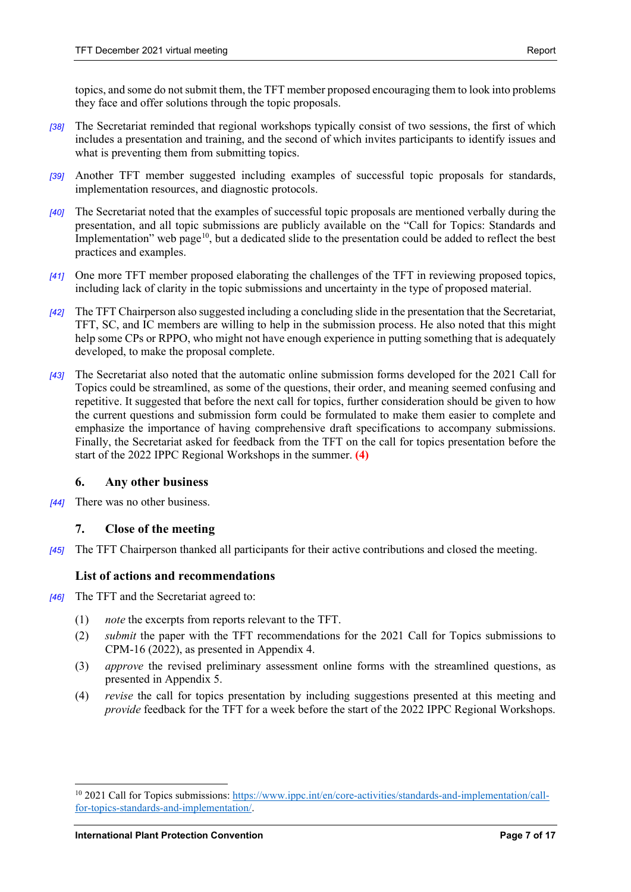topics, and some do not submit them, the TFT member proposed encouraging them to look into problems they face and offer solutions through the topic proposals.

[38] The Secretariat reminded that regional workshops typically consist of two sessions, the first of which includes a presentation and training, and the second of which invites participants to identify issues and what is preventing them from submitting topics.

[39] Another TFT member suggested including examples of successful topic proposals for standards, implementation resources, and diagnostic protocols.

[40] The Secretariat noted that the examples of successful topic proposals are mentioned verbally during the presentation, and all topic submissions are publicly available on the "Call for Topics: Standards and Implementation" web page[10], but a dedicated slide to the presentation could be added to reflect the best practices and examples.

[41] One more TFT member proposed elaborating the challenges of the TFT in reviewing proposed topics, including lack of clarity in the topic submissions and uncertainty in the type of proposed material.

[42] The TFT Chairperson also suggested including a concluding slide in the presentation that the Secretariat, TFT, SC, and IC members are willing to help in the submission process. He also noted that this might help some CPs or RPPO, who might not have enough experience in putting something that is adequately developed, to make the proposal complete.

[43] The Secretariat also noted that the automatic online submission forms developed for the 2021 Call for Topics could be streamlined, as some of the questions, their order, and meaning seemed confusing and repetitive. It suggested that before the next call for topics, further consideration should be given to how the current questions and submission form could be formulated to make them easier to complete and emphasize the importance of having comprehensive draft specifications to accompany submissions. Finally, the Secretariat asked for feedback from the TFT on the call for topics presentation before the start of the 2022 IPPC Regional Workshops in the summer. **(4)**

## 6. Any other business

[44] There was no other business.

## 7. Close of the meeting

[45] The TFT Chairperson thanked all participants for their active contributions and closed the meeting.

## List of actions and recommendations

[46] The TFT and the Secretariat agreed to:

(1) *note* the excerpts from reports relevant to the TFT.

(2) *submit* the paper with the TFT recommendations for the 2021 Call for Topics submissions to CPM-16 (2022), as presented in Appendix 4.

(3) *approve* the revised preliminary assessment online forms with the streamlined questions, as presented in Appendix 5.

(4) *revise* the call for topics presentation by including suggestions presented at this meeting and *provide* feedback for the TFT for a week before the start of the 2022 IPPC Regional Workshops.

---

[10] 2021 Call for Topics submissions: https://www.ippc.int/en/core-activities/standards-and-implementation/call-for-topics-standards-and-implementation/.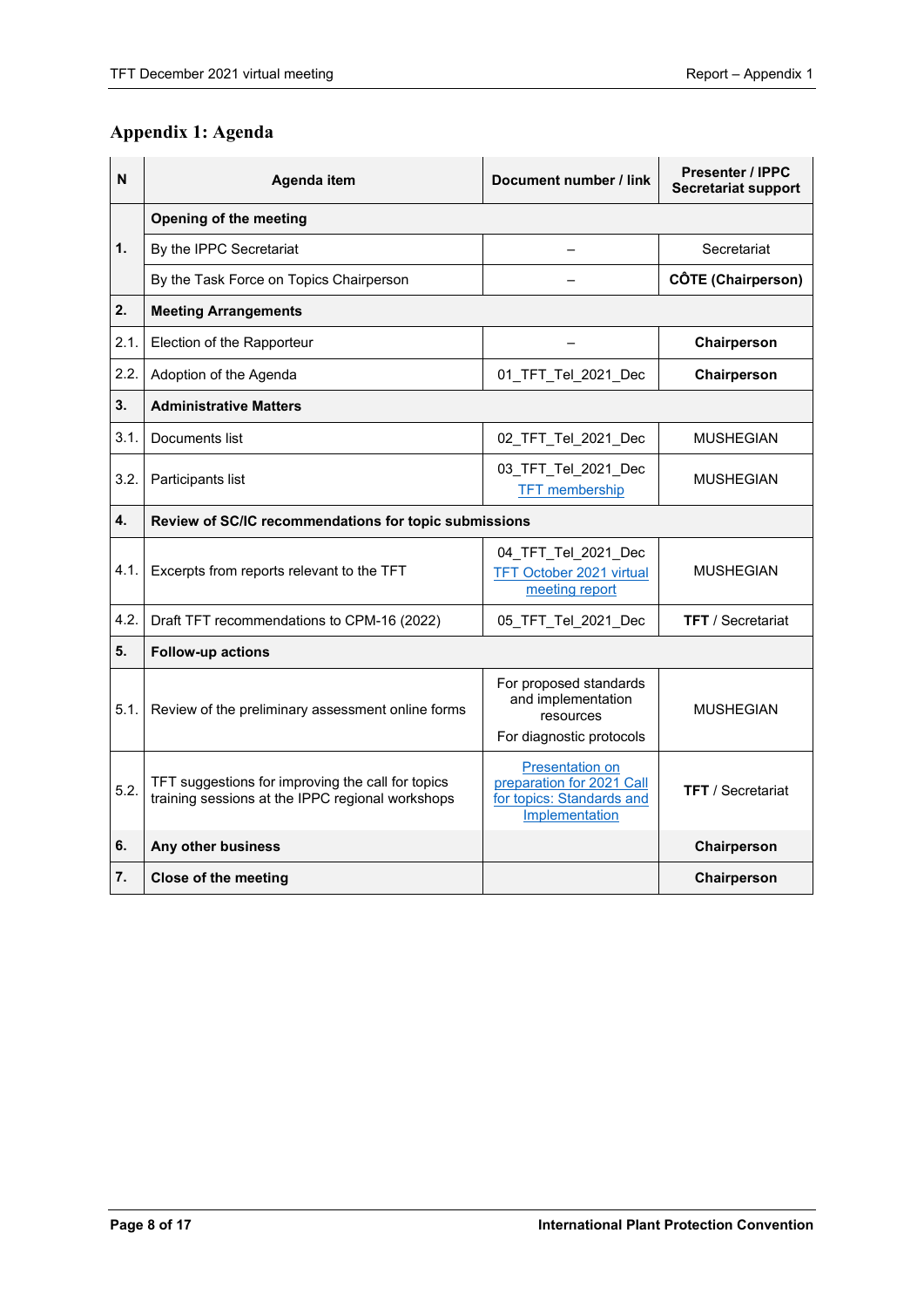## Appendix 1: Agenda

| N | Agenda item | Document number / link | Presenter / IPPC Secretariat support |
|---|---|---|---|
| 1. | **Opening of the meeting** | | |
| | By the IPPC Secretariat | – | Secretariat |
| | By the Task Force on Topics Chairperson | – | **CÔTE (Chairperson)** |
| 2. | **Meeting Arrangements** | | |
| 2.1. | Election of the Rapporteur | – | **Chairperson** |
| 2.2. | Adoption of the Agenda | 01_TFT_Tel_2021_Dec | **Chairperson** |
| 3. | **Administrative Matters** | | |
| 3.1. | Documents list | 02_TFT_Tel_2021_Dec | MUSHEGIAN |
| 3.2. | Participants list | 03_TFT_Tel_2021_Dec<br>TFT membership | MUSHEGIAN |
| 4. | **Review of SC/IC recommendations for topic submissions** | | |
| 4.1. | Excerpts from reports relevant to the TFT | 04_TFT_Tel_2021_Dec<br>TFT October 2021 virtual meeting report | MUSHEGIAN |
| 4.2. | Draft TFT recommendations to CPM-16 (2022) | 05_TFT_Tel_2021_Dec | **TFT** / Secretariat |
| 5. | **Follow-up actions** | | |
| 5.1. | Review of the preliminary assessment online forms | For proposed standards and implementation resources<br>For diagnostic protocols | MUSHEGIAN |
| 5.2. | TFT suggestions for improving the call for topics training sessions at the IPPC regional workshops | Presentation on preparation for 2021 Call for topics: Standards and Implementation | **TFT** / Secretariat |
| 6. | **Any other business** | | **Chairperson** |
| 7. | **Close of the meeting** | | **Chairperson** |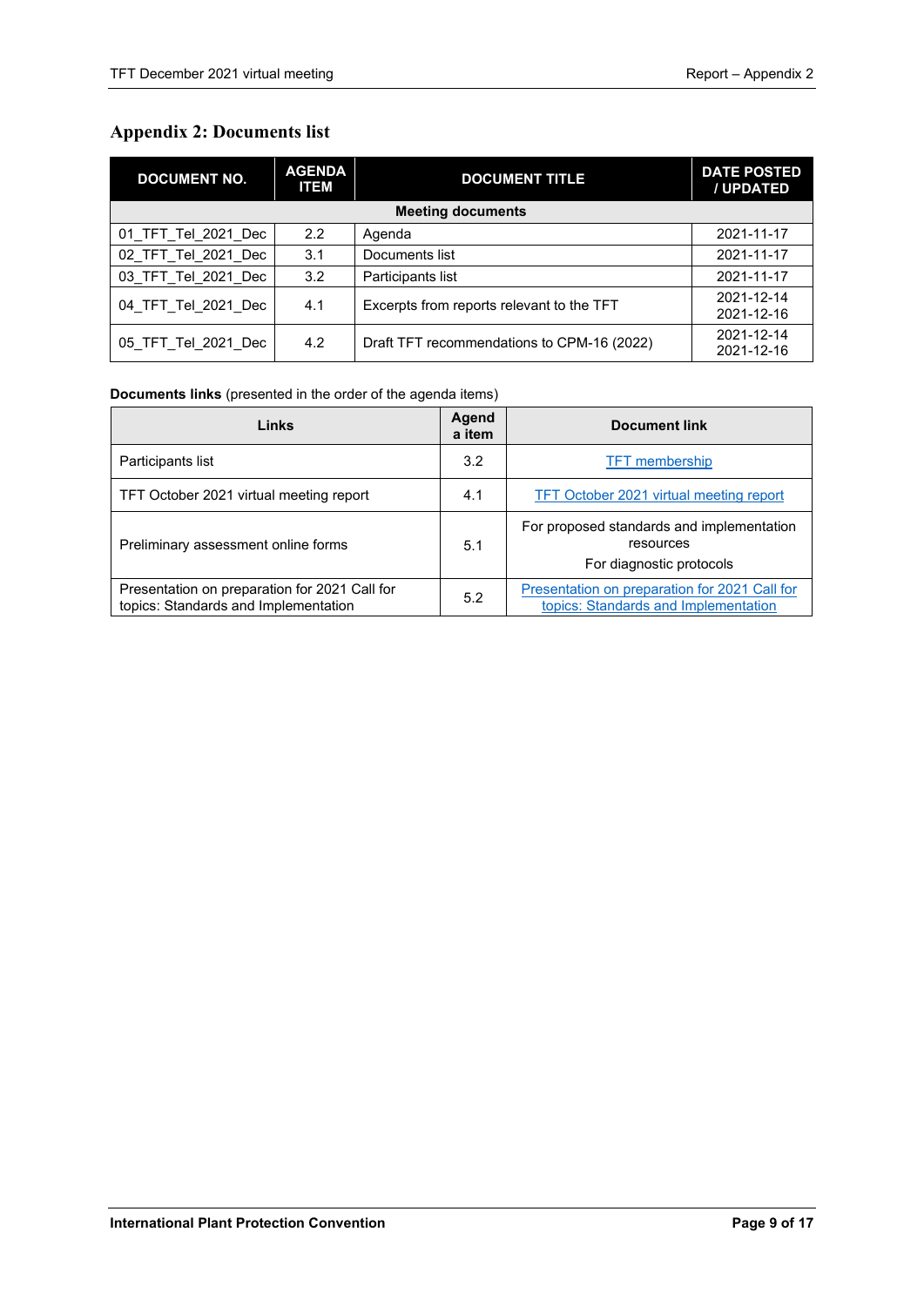## Appendix 2: Documents list

| DOCUMENT NO. | AGENDA ITEM | DOCUMENT TITLE | DATE POSTED / UPDATED |
|---|---|---|---|
| **Meeting documents** | | | |
| 01_TFT_Tel_2021_Dec | 2.2 | Agenda | 2021-11-17 |
| 02_TFT_Tel_2021_Dec | 3.1 | Documents list | 2021-11-17 |
| 03_TFT_Tel_2021_Dec | 3.2 | Participants list | 2021-11-17 |
| 04_TFT_Tel_2021_Dec | 4.1 | Excerpts from reports relevant to the TFT | 2021-12-14<br>2021-12-16 |
| 05_TFT_Tel_2021_Dec | 4.2 | Draft TFT recommendations to CPM-16 (2022) | 2021-12-14<br>2021-12-16 |

**Documents links** (presented in the order of the agenda items)

| Links | Agenda item | Document link |
|---|---|---|
| Participants list | 3.2 | TFT membership |
| TFT October 2021 virtual meeting report | 4.1 | TFT October 2021 virtual meeting report |
| Preliminary assessment online forms | 5.1 | For proposed standards and implementation resources<br>For diagnostic protocols |
| Presentation on preparation for 2021 Call for topics: Standards and Implementation | 5.2 | Presentation on preparation for 2021 Call for topics: Standards and Implementation |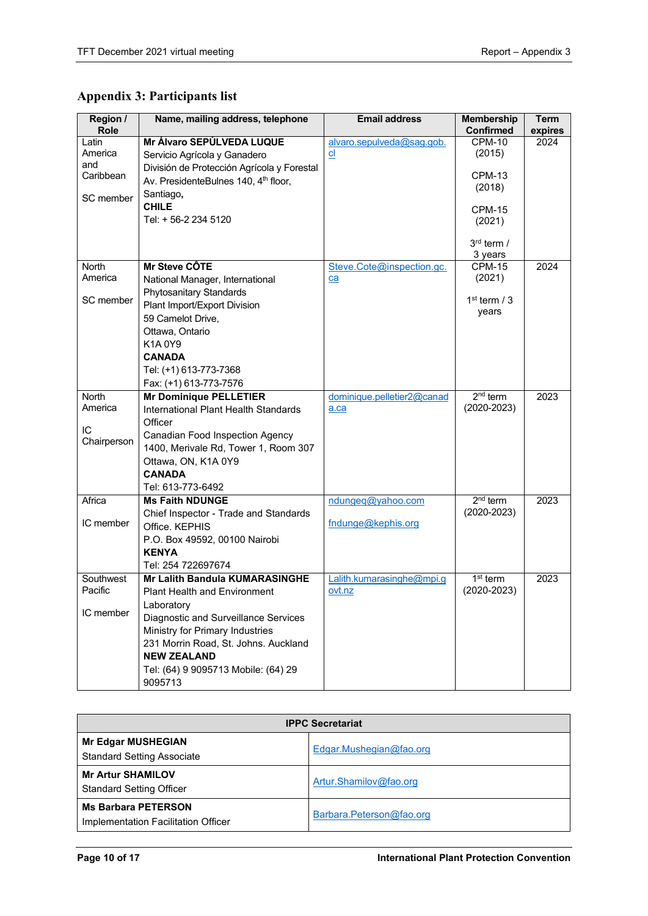## Appendix 3: Participants list

| Region / Role | Name, mailing address, telephone | Email address | Membership Confirmed | Term expires |
|---|---|---|---|---|
| Latin America and Caribbean<br><br>SC member | **Mr Álvaro SEPÚLVEDA LUQUE**<br>Servicio Agrícola y Ganadero<br>División de Protección Agrícola y Forestal<br>Av. PresidenteBulnes 140, 4th floor, Santiago,<br>**CHILE**<br>Tel: + 56-2 234 5120 | alvaro.sepulveda@sag.gob.cl | CPM-10 (2015)<br><br>CPM-13 (2018)<br><br>CPM-15 (2021)<br><br>3rd term / 3 years | 2024 |
| North America<br><br>SC member | **Mr Steve CÔTE**<br>National Manager, International Phytosanitary Standards<br>Plant Import/Export Division<br>59 Camelot Drive,<br>Ottawa, Ontario<br>K1A 0Y9<br>**CANADA**<br>Tel: (+1) 613-773-7368<br>Fax: (+1) 613-773-7576 | Steve.Cote@inspection.gc.ca | CPM-15 (2021)<br><br>1st term / 3 years | 2024 |
| North America<br><br>IC Chairperson | **Mr Dominique PELLETIER**<br>International Plant Health Standards Officer<br>Canadian Food Inspection Agency<br>1400, Merivale Rd, Tower 1, Room 307<br>Ottawa, ON, K1A 0Y9<br>**CANADA**<br>Tel: 613-773-6492 | dominique.pelletier2@canada.ca | 2nd term (2020-2023) | 2023 |
| Africa<br><br>IC member | **Ms Faith NDUNGE**<br>Chief Inspector - Trade and Standards Office. KEPHIS<br>P.O. Box 49592, 00100 Nairobi<br>**KENYA**<br>Tel: 254 722697674 | ndungeq@yahoo.com<br><br>fndunge@kephis.org | 2nd term (2020-2023) | 2023 |
| Southwest Pacific<br><br>IC member | **Mr Lalith Bandula KUMARASINGHE**<br>Plant Health and Environment Laboratory<br>Diagnostic and Surveillance Services<br>Ministry for Primary Industries<br>231 Morrin Road, St. Johns. Auckland<br>**NEW ZEALAND**<br>Tel: (64) 9 9095713 Mobile: (64) 29 9095713 | Lalith.kumarasinghe@mpi.govt.nz | 1st term (2020-2023) | 2023 |

| IPPC Secretariat | |
|---|---|
| **Mr Edgar MUSHEGIAN**<br>Standard Setting Associate | Edgar.Mushegian@fao.org |
| **Mr Artur SHAMILOV**<br>Standard Setting Officer | Artur.Shamilov@fao.org |
| **Ms Barbara PETERSON**<br>Implementation Facilitation Officer | Barbara.Peterson@fao.org |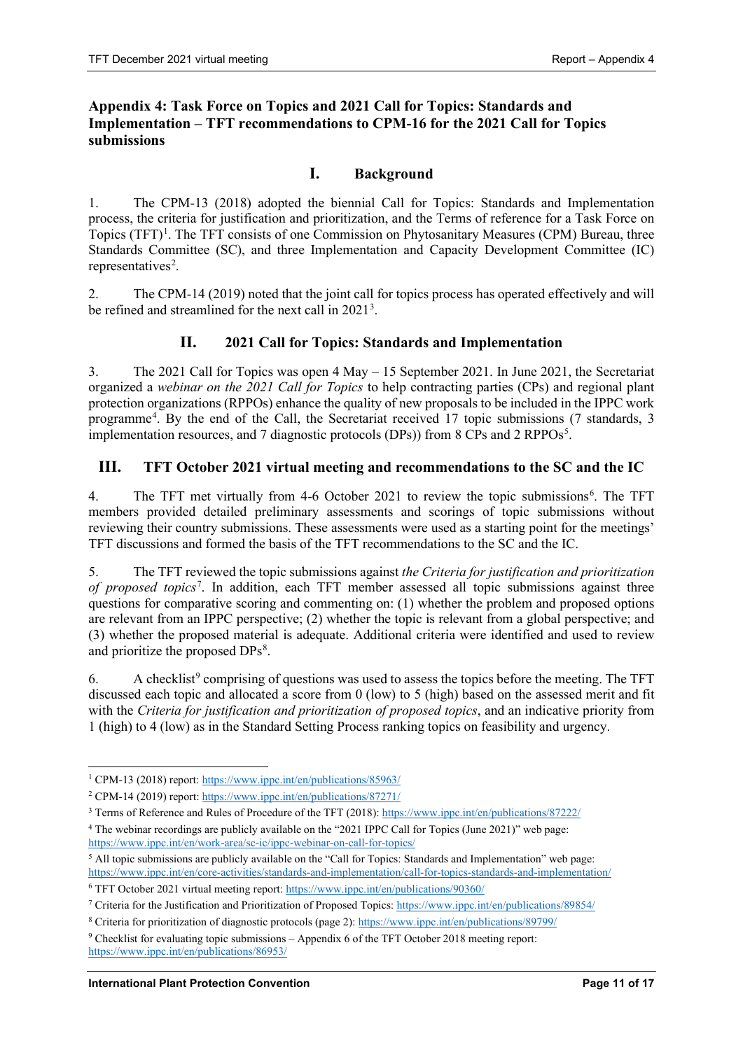## Appendix 4: Task Force on Topics and 2021 Call for Topics: Standards and Implementation – TFT recommendations to CPM-16 for the 2021 Call for Topics submissions

### I. Background

1. The CPM-13 (2018) adopted the biennial Call for Topics: Standards and Implementation process, the criteria for justification and prioritization, and the Terms of reference for a Task Force on Topics (TFT)[1]. The TFT consists of one Commission on Phytosanitary Measures (CPM) Bureau, three Standards Committee (SC), and three Implementation and Capacity Development Committee (IC) representatives[2].

2. The CPM-14 (2019) noted that the joint call for topics process has operated effectively and will be refined and streamlined for the next call in 2021[3].

### II. 2021 Call for Topics: Standards and Implementation

3. The 2021 Call for Topics was open 4 May – 15 September 2021. In June 2021, the Secretariat organized a *webinar on the 2021 Call for Topics* to help contracting parties (CPs) and regional plant protection organizations (RPPOs) enhance the quality of new proposals to be included in the IPPC work programme[4]. By the end of the Call, the Secretariat received 17 topic submissions (7 standards, 3 implementation resources, and 7 diagnostic protocols (DPs)) from 8 CPs and 2 RPPOs[5].

### III. TFT October 2021 virtual meeting and recommendations to the SC and the IC

4. The TFT met virtually from 4-6 October 2021 to review the topic submissions[6]. The TFT members provided detailed preliminary assessments and scorings of topic submissions without reviewing their country submissions. These assessments were used as a starting point for the meetings' TFT discussions and formed the basis of the TFT recommendations to the SC and the IC.

5. The TFT reviewed the topic submissions against *the Criteria for justification and prioritization of proposed topics*[7]. In addition, each TFT member assessed all topic submissions against three questions for comparative scoring and commenting on: (1) whether the problem and proposed options are relevant from an IPPC perspective; (2) whether the topic is relevant from a global perspective; and (3) whether the proposed material is adequate. Additional criteria were identified and used to review and prioritize the proposed DPs[8].

6. A checklist[9] comprising of questions was used to assess the topics before the meeting. The TFT discussed each topic and allocated a score from 0 (low) to 5 (high) based on the assessed merit and fit with the *Criteria for justification and prioritization of proposed topics*, and an indicative priority from 1 (high) to 4 (low) as in the Standard Setting Process ranking topics on feasibility and urgency.

---

[1] CPM-13 (2018) report: https://www.ippc.int/en/publications/85963/

[2] CPM-14 (2019) report: https://www.ippc.int/en/publications/87271/

[3] Terms of Reference and Rules of Procedure of the TFT (2018): https://www.ippc.int/en/publications/87222/

[4] The webinar recordings are publicly available on the "2021 IPPC Call for Topics (June 2021)" web page: https://www.ippc.int/en/work-area/sc-ic/ippc-webinar-on-call-for-topics/

[5] All topic submissions are publicly available on the "Call for Topics: Standards and Implementation" web page: https://www.ippc.int/en/core-activities/standards-and-implementation/call-for-topics-standards-and-implementation/

[6] TFT October 2021 virtual meeting report: https://www.ippc.int/en/publications/90360/

[7] Criteria for the Justification and Prioritization of Proposed Topics: https://www.ippc.int/en/publications/89854/

[8] Criteria for prioritization of diagnostic protocols (page 2): https://www.ippc.int/en/publications/89799/

[9] Checklist for evaluating topic submissions – Appendix 6 of the TFT October 2018 meeting report: https://www.ippc.int/en/publications/86953/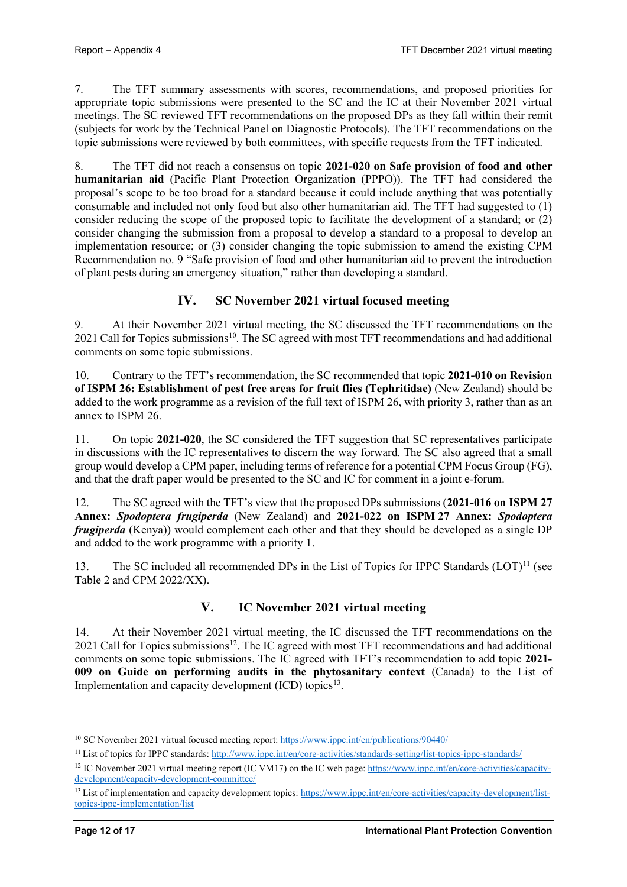7. The TFT summary assessments with scores, recommendations, and proposed priorities for appropriate topic submissions were presented to the SC and the IC at their November 2021 virtual meetings. The SC reviewed TFT recommendations on the proposed DPs as they fall within their remit (subjects for work by the Technical Panel on Diagnostic Protocols). The TFT recommendations on the topic submissions were reviewed by both committees, with specific requests from the TFT indicated.

8. The TFT did not reach a consensus on topic **2021-020 on Safe provision of food and other humanitarian aid** (Pacific Plant Protection Organization (PPPO)). The TFT had considered the proposal's scope to be too broad for a standard because it could include anything that was potentially consumable and included not only food but also other humanitarian aid. The TFT had suggested to (1) consider reducing the scope of the proposed topic to facilitate the development of a standard; or (2) consider changing the submission from a proposal to develop a standard to a proposal to develop an implementation resource; or (3) consider changing the topic submission to amend the existing CPM Recommendation no. 9 "Safe provision of food and other humanitarian aid to prevent the introduction of plant pests during an emergency situation," rather than developing a standard.

## IV. SC November 2021 virtual focused meeting

9. At their November 2021 virtual meeting, the SC discussed the TFT recommendations on the 2021 Call for Topics submissions[10]. The SC agreed with most TFT recommendations and had additional comments on some topic submissions.

10. Contrary to the TFT's recommendation, the SC recommended that topic **2021-010 on Revision of ISPM 26: Establishment of pest free areas for fruit flies (Tephritidae)** (New Zealand) should be added to the work programme as a revision of the full text of ISPM 26, with priority 3, rather than as an annex to ISPM 26.

11. On topic **2021-020**, the SC considered the TFT suggestion that SC representatives participate in discussions with the IC representatives to discern the way forward. The SC also agreed that a small group would develop a CPM paper, including terms of reference for a potential CPM Focus Group (FG), and that the draft paper would be presented to the SC and IC for comment in a joint e-forum.

12. The SC agreed with the TFT's view that the proposed DPs submissions (**2021-016 on ISPM 27 Annex: *Spodoptera frugiperda*** (New Zealand) and **2021-022 on ISPM 27 Annex: *Spodoptera frugiperda*** (Kenya)) would complement each other and that they should be developed as a single DP and added to the work programme with a priority 1.

13. The SC included all recommended DPs in the List of Topics for IPPC Standards (LOT)[11] (see Table 2 and CPM 2022/XX).

## V. IC November 2021 virtual meeting

14. At their November 2021 virtual meeting, the IC discussed the TFT recommendations on the 2021 Call for Topics submissions[12]. The IC agreed with most TFT recommendations and had additional comments on some topic submissions. The IC agreed with TFT's recommendation to add topic **2021-009 on Guide on performing audits in the phytosanitary context** (Canada) to the List of Implementation and capacity development (ICD) topics[13].

---

[10] SC November 2021 virtual focused meeting report: https://www.ippc.int/en/publications/90440/

[11] List of topics for IPPC standards: http://www.ippc.int/en/core-activities/standards-setting/list-topics-ippc-standards/

[12] IC November 2021 virtual meeting report (IC VM17) on the IC web page: https://www.ippc.int/en/core-activities/capacity-development/capacity-development-committee/

[13] List of implementation and capacity development topics: https://www.ippc.int/en/core-activities/capacity-development/list-topics-ippc-implementation/list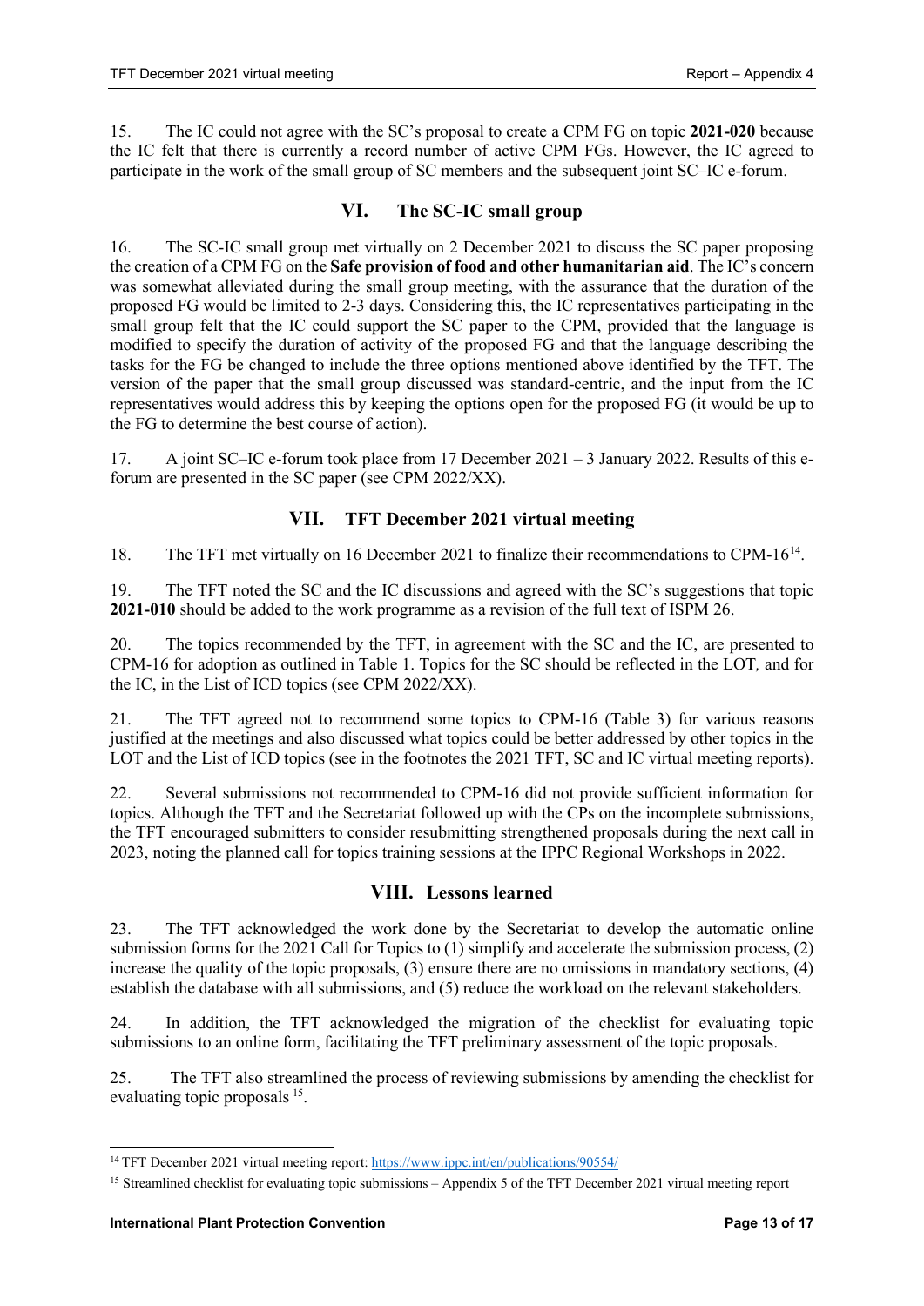15. The IC could not agree with the SC's proposal to create a CPM FG on topic **2021-020** because the IC felt that there is currently a record number of active CPM FGs. However, the IC agreed to participate in the work of the small group of SC members and the subsequent joint SC–IC e-forum.

## VI. The SC-IC small group

16. The SC-IC small group met virtually on 2 December 2021 to discuss the SC paper proposing the creation of a CPM FG on the **Safe provision of food and other humanitarian aid**. The IC's concern was somewhat alleviated during the small group meeting, with the assurance that the duration of the proposed FG would be limited to 2-3 days. Considering this, the IC representatives participating in the small group felt that the IC could support the SC paper to the CPM, provided that the language is modified to specify the duration of activity of the proposed FG and that the language describing the tasks for the FG be changed to include the three options mentioned above identified by the TFT. The version of the paper that the small group discussed was standard-centric, and the input from the IC representatives would address this by keeping the options open for the proposed FG (it would be up to the FG to determine the best course of action).

17. A joint SC–IC e-forum took place from 17 December 2021 – 3 January 2022. Results of this e-forum are presented in the SC paper (see CPM 2022/XX).

## VII. TFT December 2021 virtual meeting

18. The TFT met virtually on 16 December 2021 to finalize their recommendations to CPM-16[14].

19. The TFT noted the SC and the IC discussions and agreed with the SC's suggestions that topic **2021-010** should be added to the work programme as a revision of the full text of ISPM 26.

20. The topics recommended by the TFT, in agreement with the SC and the IC, are presented to CPM-16 for adoption as outlined in Table 1. Topics for the SC should be reflected in the LOT*,* and for the IC, in the List of ICD topics (see CPM 2022/XX).

21. The TFT agreed not to recommend some topics to CPM-16 (Table 3) for various reasons justified at the meetings and also discussed what topics could be better addressed by other topics in the LOT and the List of ICD topics (see in the footnotes the 2021 TFT, SC and IC virtual meeting reports).

22. Several submissions not recommended to CPM-16 did not provide sufficient information for topics. Although the TFT and the Secretariat followed up with the CPs on the incomplete submissions, the TFT encouraged submitters to consider resubmitting strengthened proposals during the next call in 2023, noting the planned call for topics training sessions at the IPPC Regional Workshops in 2022.

## VIII. Lessons learned

23. The TFT acknowledged the work done by the Secretariat to develop the automatic online submission forms for the 2021 Call for Topics to (1) simplify and accelerate the submission process, (2) increase the quality of the topic proposals, (3) ensure there are no omissions in mandatory sections, (4) establish the database with all submissions, and (5) reduce the workload on the relevant stakeholders.

24. In addition, the TFT acknowledged the migration of the checklist for evaluating topic submissions to an online form, facilitating the TFT preliminary assessment of the topic proposals.

25. The TFT also streamlined the process of reviewing submissions by amending the checklist for evaluating topic proposals [15].

---

[14] TFT December 2021 virtual meeting report: https://www.ippc.int/en/publications/90554/

[15] Streamlined checklist for evaluating topic submissions – Appendix 5 of the TFT December 2021 virtual meeting report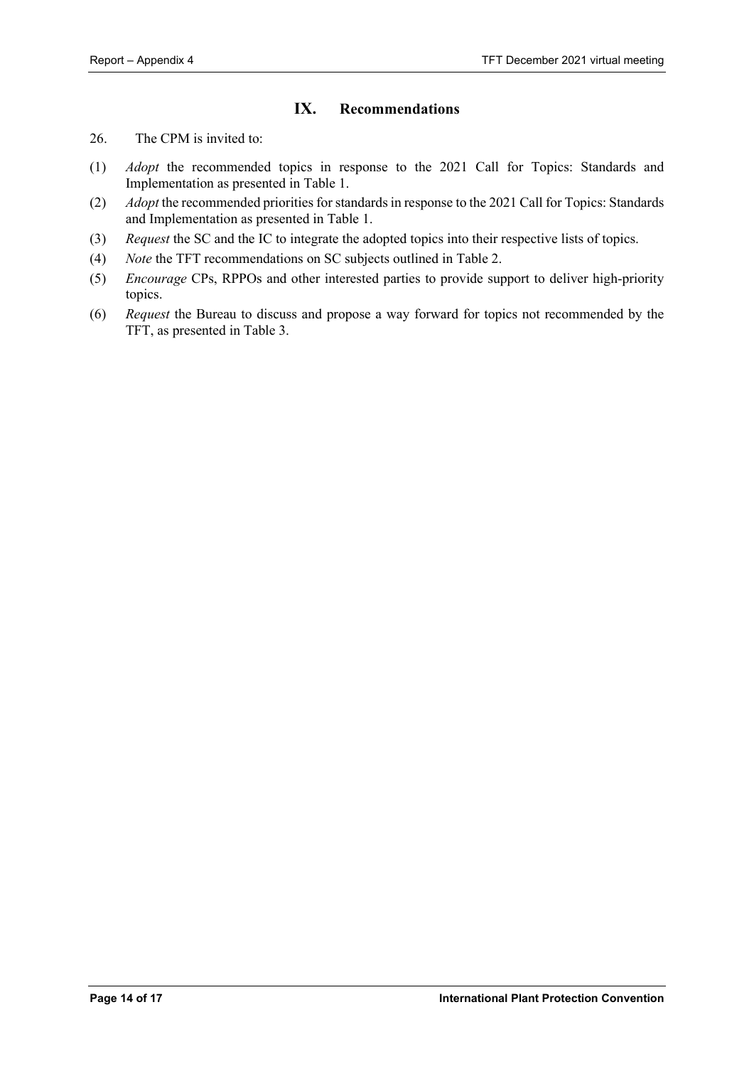## IX. Recommendations

26. The CPM is invited to:

(1) *Adopt* the recommended topics in response to the 2021 Call for Topics: Standards and Implementation as presented in Table 1.

(2) *Adopt* the recommended priorities for standards in response to the 2021 Call for Topics: Standards and Implementation as presented in Table 1.

(3) *Request* the SC and the IC to integrate the adopted topics into their respective lists of topics.

(4) *Note* the TFT recommendations on SC subjects outlined in Table 2.

(5) *Encourage* CPs, RPPOs and other interested parties to provide support to deliver high-priority topics.

(6) *Request* the Bureau to discuss and propose a way forward for topics not recommended by the TFT, as presented in Table 3.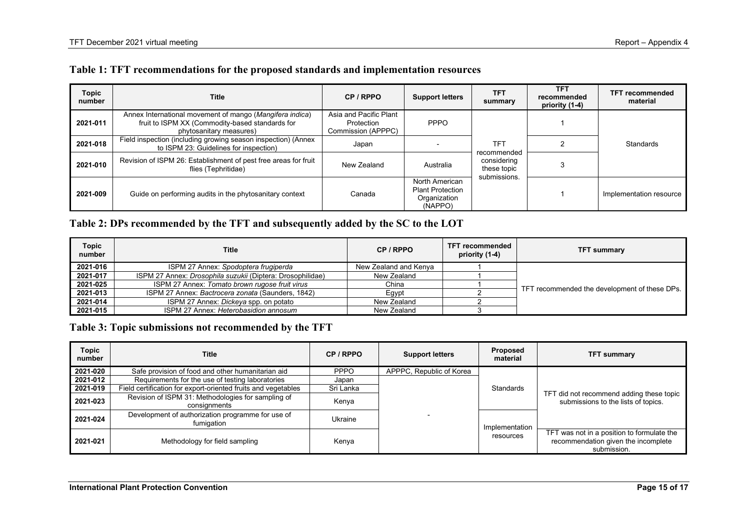## Table 1: TFT recommendations for the proposed standards and implementation resources

| Topic number | Title | CP / RPPO | Support letters | TFT summary | TFT recommended priority (1-4) | TFT recommended material |
|---|---|---|---|---|---|---|
| 2021-011 | Annex International movement of mango (*Mangifera indica*) fruit to ISPM XX (Commodity-based standards for phytosanitary measures) | Asia and Pacific Plant Protection Commission (APPPC) | PPPO | TFT recommended considering these topic submissions. | 1 | Standards |
| 2021-018 | Field inspection (including growing season inspection) (Annex to ISPM 23: Guidelines for inspection) | Japan | - | | 2 | |
| 2021-010 | Revision of ISPM 26: Establishment of pest free areas for fruit flies (Tephritidae) | New Zealand | Australia | | 3 | |
| 2021-009 | Guide on performing audits in the phytosanitary context | Canada | North American Plant Protection Organization (NAPPO) | | 1 | Implementation resource |

## Table 2: DPs recommended by the TFT and subsequently added by the SC to the LOT

| Topic number | Title | CP / RPPO | TFT recommended priority (1-4) | TFT summary |
|---|---|---|---|---|
| 2021-016 | ISPM 27 Annex: *Spodoptera frugiperda* | New Zealand and Kenya | 1 | TFT recommended the development of these DPs. |
| 2021-017 | ISPM 27 Annex: *Drosophila suzukii* (Diptera: Drosophilidae) | New Zealand | 1 | |
| 2021-025 | ISPM 27 Annex: *Tomato brown rugose fruit virus* | China | 1 | |
| 2021-013 | ISPM 27 Annex: *Bactrocera zonata* (Saunders, 1842) | Egypt | 2 | |
| 2021-014 | ISPM 27 Annex: *Dickeya* spp. on potato | New Zealand | 2 | |
| 2021-015 | ISPM 27 Annex: *Heterobasidion annosum* | New Zealand | 3 | |

## Table 3: Topic submissions not recommended by the TFT

| Topic number | Title | CP / RPPO | Support letters | Proposed material | TFT summary |
|---|---|---|---|---|---|
| 2021-020 | Safe provision of food and other humanitarian aid | PPPO | APPPC, Republic of Korea | Standards | TFT did not recommend adding these topic submissions to the lists of topics. |
| 2021-012 | Requirements for the use of testing laboratories | Japan | - | | |
| 2021-019 | Field certification for export-oriented fruits and vegetables | Sri Lanka | | | |
| 2021-023 | Revision of ISPM 31: Methodologies for sampling of consignments | Kenya | | | |
| 2021-024 | Development of authorization programme for use of fumigation | Ukraine | | Implementation resources | |
| 2021-021 | Methodology for field sampling | Kenya | | | TFT was not in a position to formulate the recommendation given the incomplete submission. |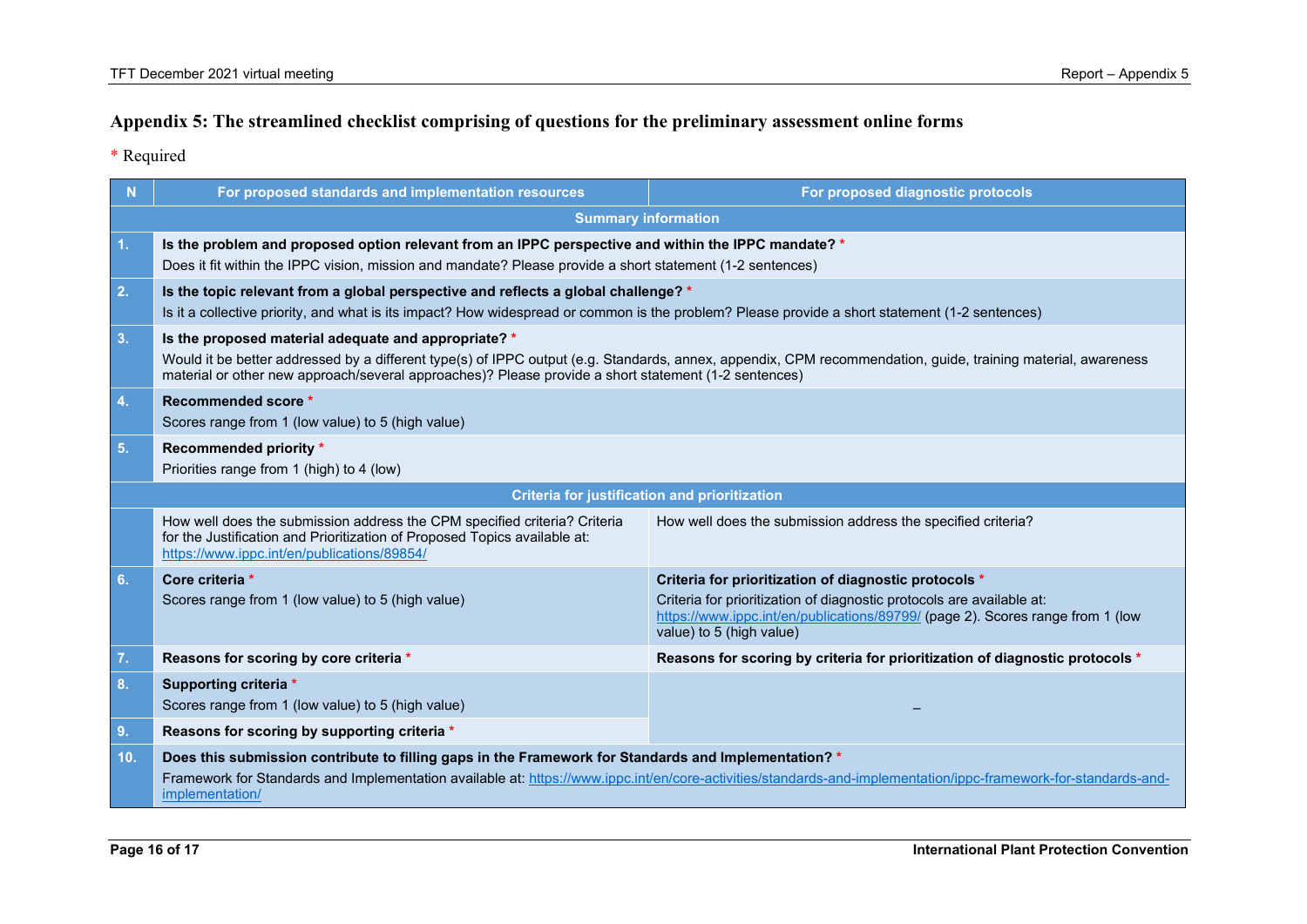## Appendix 5: The streamlined checklist comprising of questions for the preliminary assessment online forms

\* Required

| N | For proposed standards and implementation resources | For proposed diagnostic protocols |
|---|---|---|
| | **Summary information** | |
| 1. | **Is the problem and proposed option relevant from an IPPC perspective and within the IPPC mandate?** * <br>Does it fit within the IPPC vision, mission and mandate? Please provide a short statement (1-2 sentences) | |
| 2. | **Is the topic relevant from a global perspective and reflects a global challenge?** * <br>Is it a collective priority, and what is its impact? How widespread or common is the problem? Please provide a short statement (1-2 sentences) | |
| 3. | **Is the proposed material adequate and appropriate?** * <br>Would it be better addressed by a different type(s) of IPPC output (e.g. Standards, annex, appendix, CPM recommendation, guide, training material, awareness material or other new approach/several approaches)? Please provide a short statement (1-2 sentences) | |
| 4. | **Recommended score** * <br>Scores range from 1 (low value) to 5 (high value) | |
| 5. | **Recommended priority** * <br>Priorities range from 1 (high) to 4 (low) | |
| | **Criteria for justification and prioritization** | |
| | How well does the submission address the CPM specified criteria? Criteria for the Justification and Prioritization of Proposed Topics available at: https://www.ippc.int/en/publications/89854/ | How well does the submission address the specified criteria? |
| 6. | **Core criteria** * <br>Scores range from 1 (low value) to 5 (high value) | **Criteria for prioritization of diagnostic protocols** * <br>Criteria for prioritization of diagnostic protocols are available at: https://www.ippc.int/en/publications/89799/ (page 2). Scores range from 1 (low value) to 5 (high value) |
| 7. | **Reasons for scoring by core criteria** * | **Reasons for scoring by criteria for prioritization of diagnostic protocols** * |
| 8. | **Supporting criteria** * <br>Scores range from 1 (low value) to 5 (high value) | – |
| 9. | **Reasons for scoring by supporting criteria** * | |
| 10. | **Does this submission contribute to filling gaps in the Framework for Standards and Implementation?** * <br>Framework for Standards and Implementation available at: https://www.ippc.int/en/core-activities/standards-and-implementation/ippc-framework-for-standards-and-implementation/ | |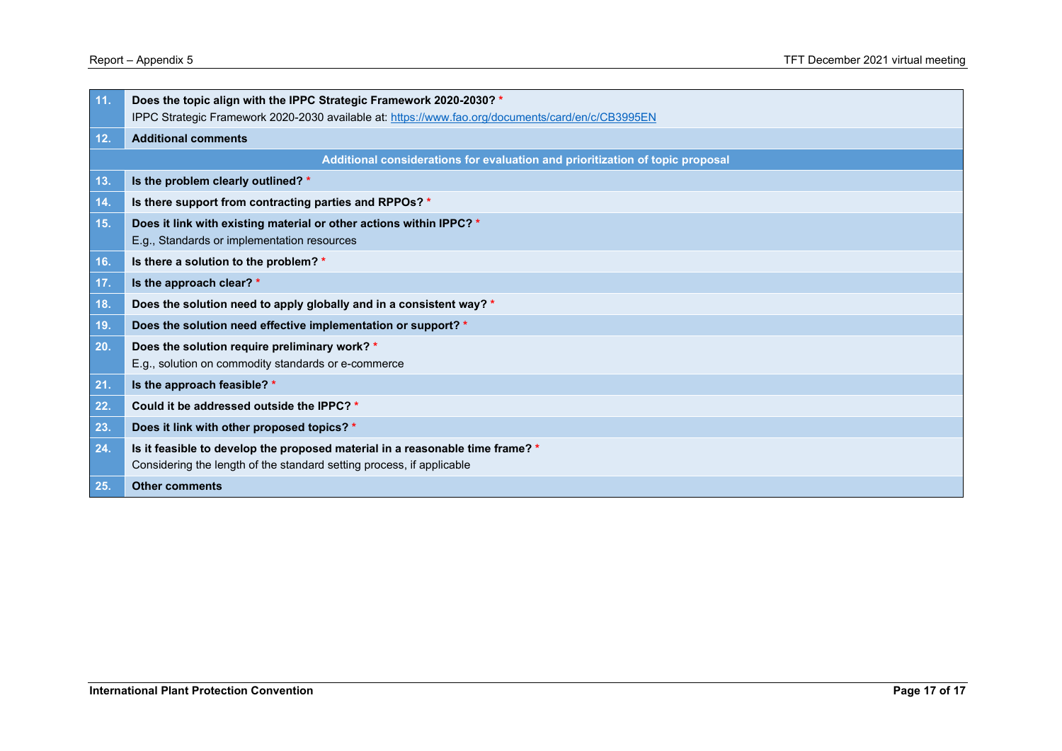| | |
|---|---|
| **11.** | **Does the topic align with the IPPC Strategic Framework 2020-2030?** * <br> IPPC Strategic Framework 2020-2030 available at: https://www.fao.org/documents/card/en/c/CB3995EN |
| **12.** | **Additional comments** |
| | **Additional considerations for evaluation and prioritization of topic proposal** |
| **13.** | **Is the problem clearly outlined?** * |
| **14.** | **Is there support from contracting parties and RPPOs?** * |
| **15.** | **Does it link with existing material or other actions within IPPC?** * <br> E.g., Standards or implementation resources |
| **16.** | **Is there a solution to the problem?** * |
| **17.** | **Is the approach clear?** * |
| **18.** | **Does the solution need to apply globally and in a consistent way?** * |
| **19.** | **Does the solution need effective implementation or support?** * |
| **20.** | **Does the solution require preliminary work?** * <br> E.g., solution on commodity standards or e-commerce |
| **21.** | **Is the approach feasible?** * |
| **22.** | **Could it be addressed outside the IPPC?** * |
| **23.** | **Does it link with other proposed topics?** * |
| **24.** | **Is it feasible to develop the proposed material in a reasonable time frame?** * <br> Considering the length of the standard setting process, if applicable |
| **25.** | **Other comments** |